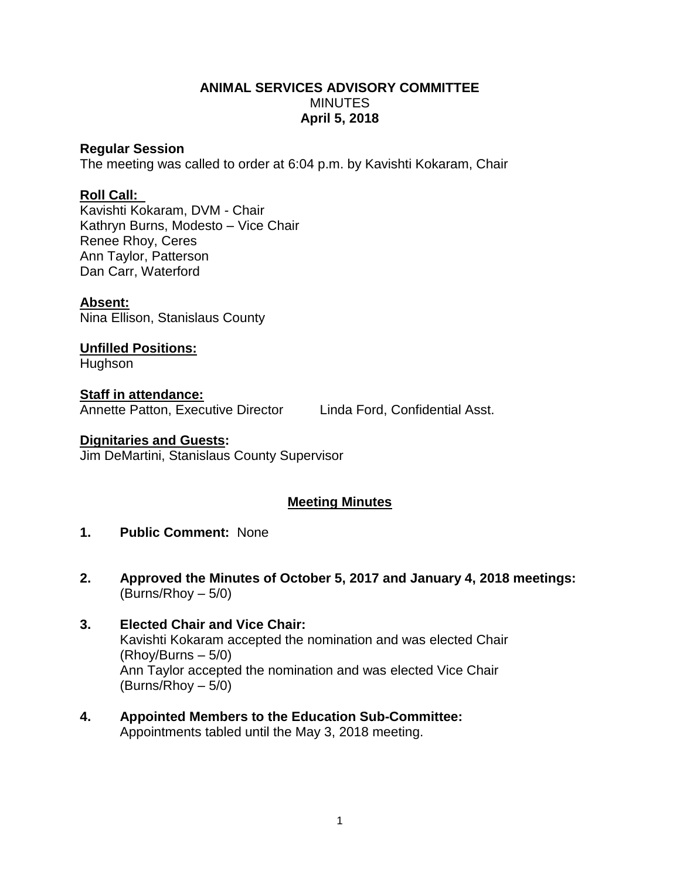**ANIMAL SERVICES ADVISORY COMMITTEE**
MINUTES
**April 5, 2018**

**Regular Session**
The meeting was called to order at 6:04 p.m. by Kavishti Kokaram, Chair

**Roll Call:**
Kavishti Kokaram, DVM - Chair
Kathryn Burns, Modesto – Vice Chair
Renee Rhoy, Ceres
Ann Taylor, Patterson
Dan Carr, Waterford

**Absent:**
Nina Ellison, Stanislaus County

**Unfilled Positions:**
Hughson

**Staff in attendance:**
Annette Patton, Executive Director    Linda Ford, Confidential Asst.

**Dignitaries and Guests:**
Jim DeMartini, Stanislaus County Supervisor

**Meeting Minutes**

1. **Public Comment:** None

2. **Approved the Minutes of October 5, 2017 and January 4, 2018 meetings:**
(Burns/Rhoy – 5/0)

3. **Elected Chair and Vice Chair:**
Kavishti Kokaram accepted the nomination and was elected Chair
(Rhoy/Burns – 5/0)
Ann Taylor accepted the nomination and was elected Vice Chair
(Burns/Rhoy – 5/0)

4. **Appointed Members to the Education Sub-Committee:**
Appointments tabled until the May 3, 2018 meeting.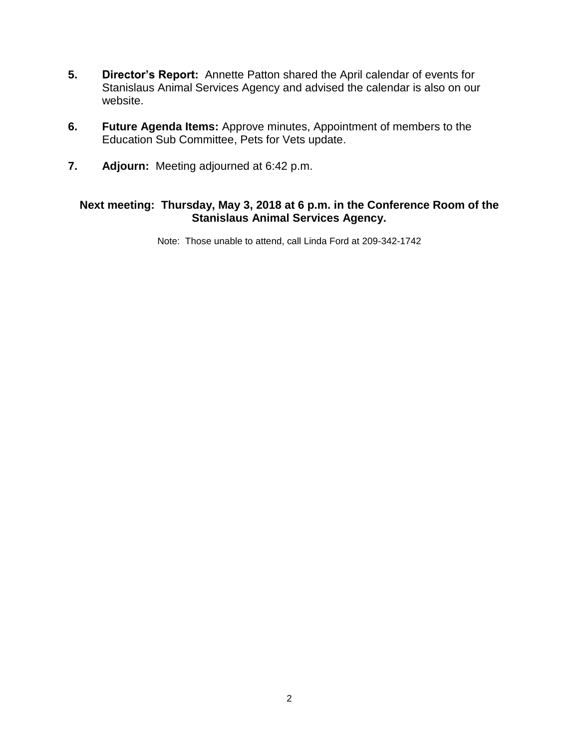5. **Director's Report:** Annette Patton shared the April calendar of events for Stanislaus Animal Services Agency and advised the calendar is also on our website.

6. **Future Agenda Items:** Approve minutes, Appointment of members to the Education Sub Committee, Pets for Vets update.

7. **Adjourn:** Meeting adjourned at 6:42 p.m.

**Next meeting: Thursday, May 3, 2018 at 6 p.m. in the Conference Room of the Stanislaus Animal Services Agency.**

Note: Those unable to attend, call Linda Ford at 209-342-1742